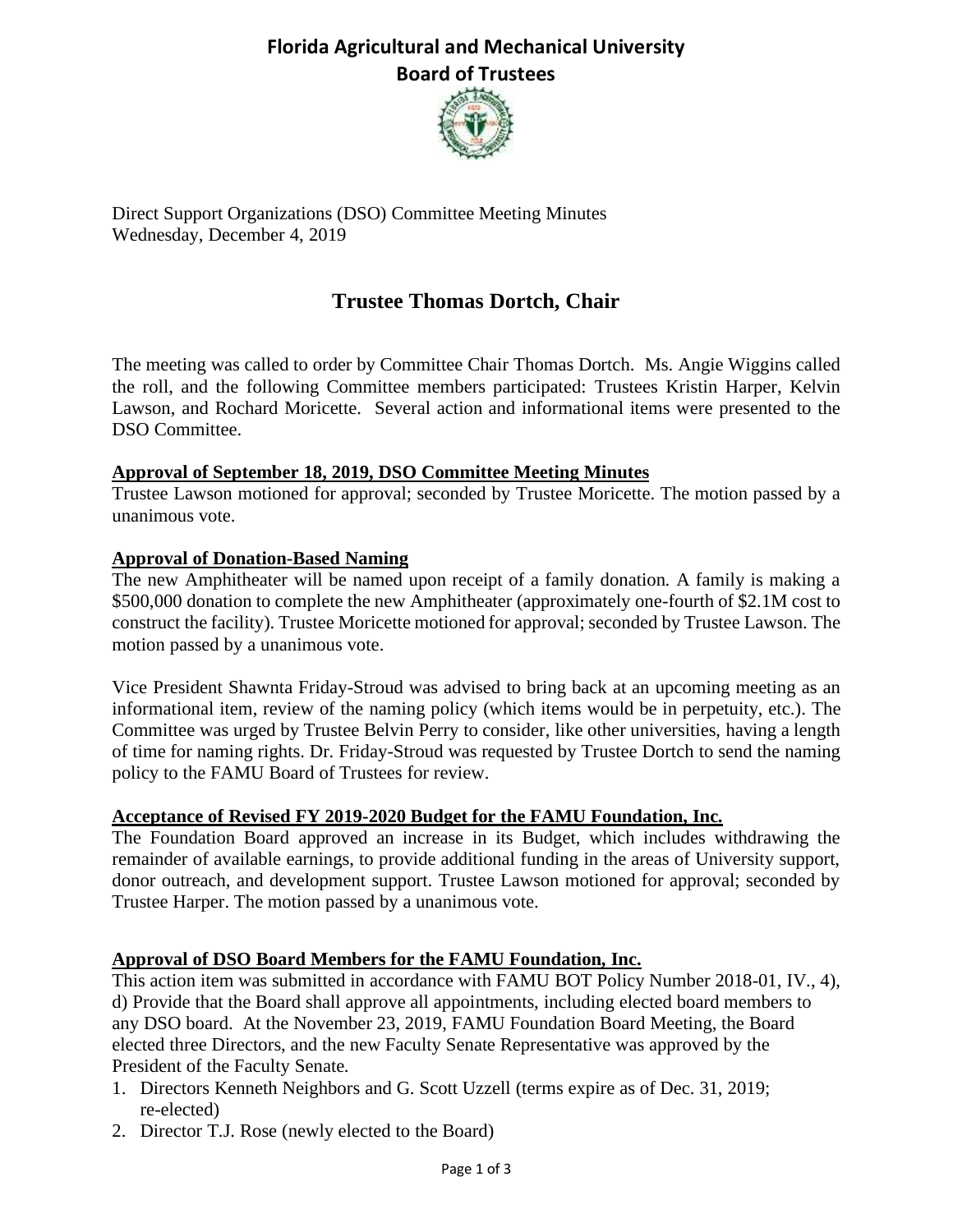# Florida Agricultural and Mechanical University
# Board of Trustees

Direct Support Organizations (DSO) Committee Meeting Minutes
Wednesday, December 4, 2019

## Trustee Thomas Dortch, Chair

The meeting was called to order by Committee Chair Thomas Dortch. Ms. Angie Wiggins called the roll, and the following Committee members participated: Trustees Kristin Harper, Kelvin Lawson, and Rochard Moricette. Several action and informational items were presented to the DSO Committee.

### Approval of September 18, 2019, DSO Committee Meeting Minutes

Trustee Lawson motioned for approval; seconded by Trustee Moricette. The motion passed by a unanimous vote.

### Approval of Donation-Based Naming

The new Amphitheater will be named upon receipt of a family donation. A family is making a $500,000 donation to complete the new Amphitheater (approximately one-fourth of $2.1M cost to construct the facility). Trustee Moricette motioned for approval; seconded by Trustee Lawson. The motion passed by a unanimous vote.

Vice President Shawnta Friday-Stroud was advised to bring back at an upcoming meeting as an informational item, review of the naming policy (which items would be in perpetuity, etc.). The Committee was urged by Trustee Belvin Perry to consider, like other universities, having a length of time for naming rights. Dr. Friday-Stroud was requested by Trustee Dortch to send the naming policy to the FAMU Board of Trustees for review.

### Acceptance of Revised FY 2019-2020 Budget for the FAMU Foundation, Inc.

The Foundation Board approved an increase in its Budget, which includes withdrawing the remainder of available earnings, to provide additional funding in the areas of University support, donor outreach, and development support. Trustee Lawson motioned for approval; seconded by Trustee Harper. The motion passed by a unanimous vote.

### Approval of DSO Board Members for the FAMU Foundation, Inc.

This action item was submitted in accordance with FAMU BOT Policy Number 2018-01, IV., 4), d) Provide that the Board shall approve all appointments, including elected board members to any DSO board. At the November 23, 2019, FAMU Foundation Board Meeting, the Board elected three Directors, and the new Faculty Senate Representative was approved by the President of the Faculty Senate.

1. Directors Kenneth Neighbors and G. Scott Uzzell (terms expire as of Dec. 31, 2019; re-elected)
2. Director T.J. Rose (newly elected to the Board)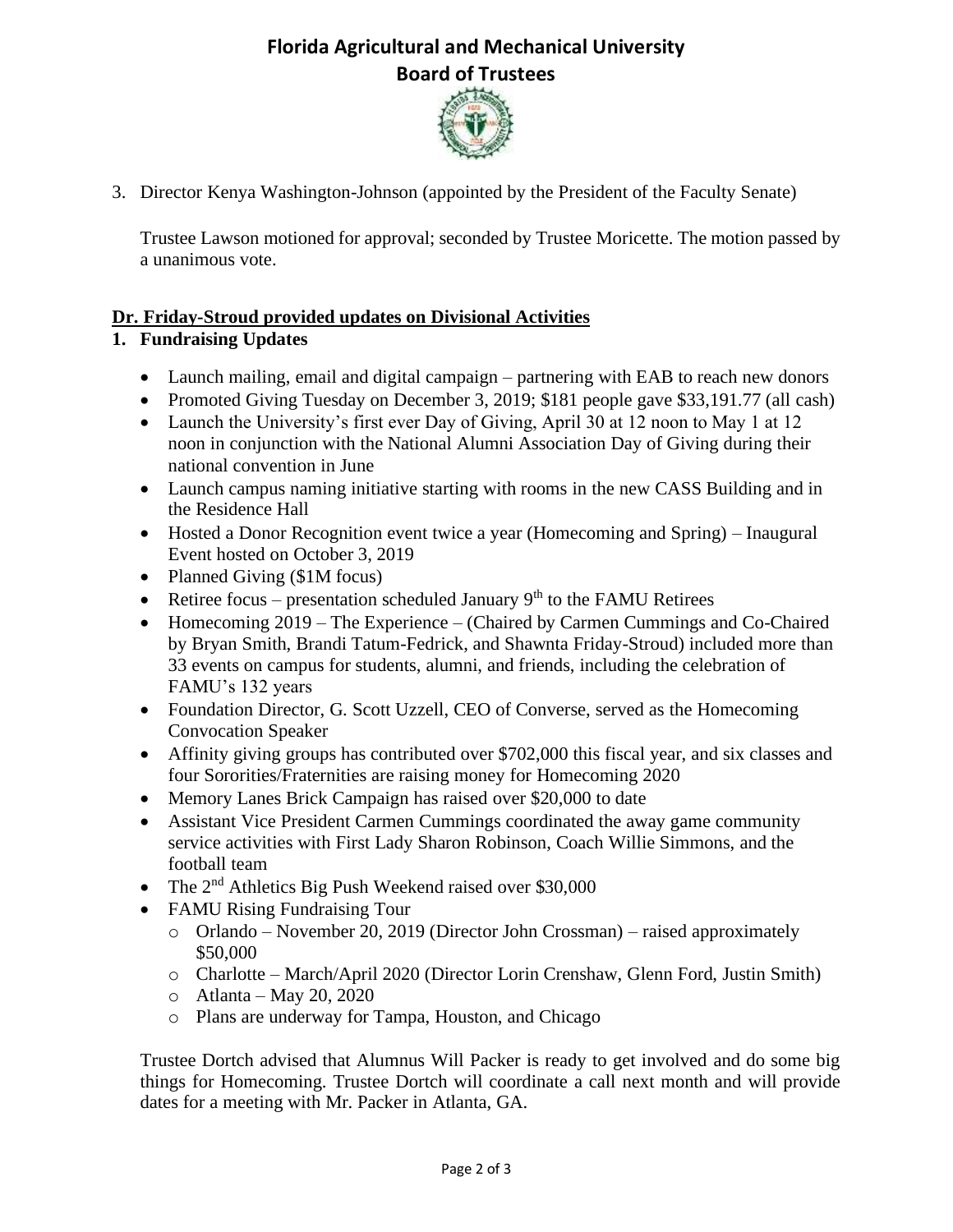3. Director Kenya Washington-Johnson (appointed by the President of the Faculty Senate)

   Trustee Lawson motioned for approval; seconded by Trustee Moricette. The motion passed by a unanimous vote.

**Dr. Friday-Stroud provided updates on Divisional Activities**

**1. Fundraising Updates**

- Launch mailing, email and digital campaign – partnering with EAB to reach new donors
- Promoted Giving Tuesday on December 3, 2019; $181 people gave $33,191.77 (all cash)
- Launch the University's first ever Day of Giving, April 30 at 12 noon to May 1 at 12 noon in conjunction with the National Alumni Association Day of Giving during their national convention in June
- Launch campus naming initiative starting with rooms in the new CASS Building and in the Residence Hall
- Hosted a Donor Recognition event twice a year (Homecoming and Spring) – Inaugural Event hosted on October 3, 2019
- Planned Giving ($1M focus)
- Retiree focus – presentation scheduled January 9th to the FAMU Retirees
- Homecoming 2019 – The Experience – (Chaired by Carmen Cummings and Co-Chaired by Bryan Smith, Brandi Tatum-Fedrick, and Shawnta Friday-Stroud) included more than 33 events on campus for students, alumni, and friends, including the celebration of FAMU's 132 years
- Foundation Director, G. Scott Uzzell, CEO of Converse, served as the Homecoming Convocation Speaker
- Affinity giving groups has contributed over $702,000 this fiscal year, and six classes and four Sororities/Fraternities are raising money for Homecoming 2020
- Memory Lanes Brick Campaign has raised over $20,000 to date
- Assistant Vice President Carmen Cummings coordinated the away game community service activities with First Lady Sharon Robinson, Coach Willie Simmons, and the football team
- The 2nd Athletics Big Push Weekend raised over $30,000
- FAMU Rising Fundraising Tour
  - Orlando – November 20, 2019 (Director John Crossman) – raised approximately $50,000
  - Charlotte – March/April 2020 (Director Lorin Crenshaw, Glenn Ford, Justin Smith)
  - Atlanta – May 20, 2020
  - Plans are underway for Tampa, Houston, and Chicago

Trustee Dortch advised that Alumnus Will Packer is ready to get involved and do some big things for Homecoming. Trustee Dortch will coordinate a call next month and will provide dates for a meeting with Mr. Packer in Atlanta, GA.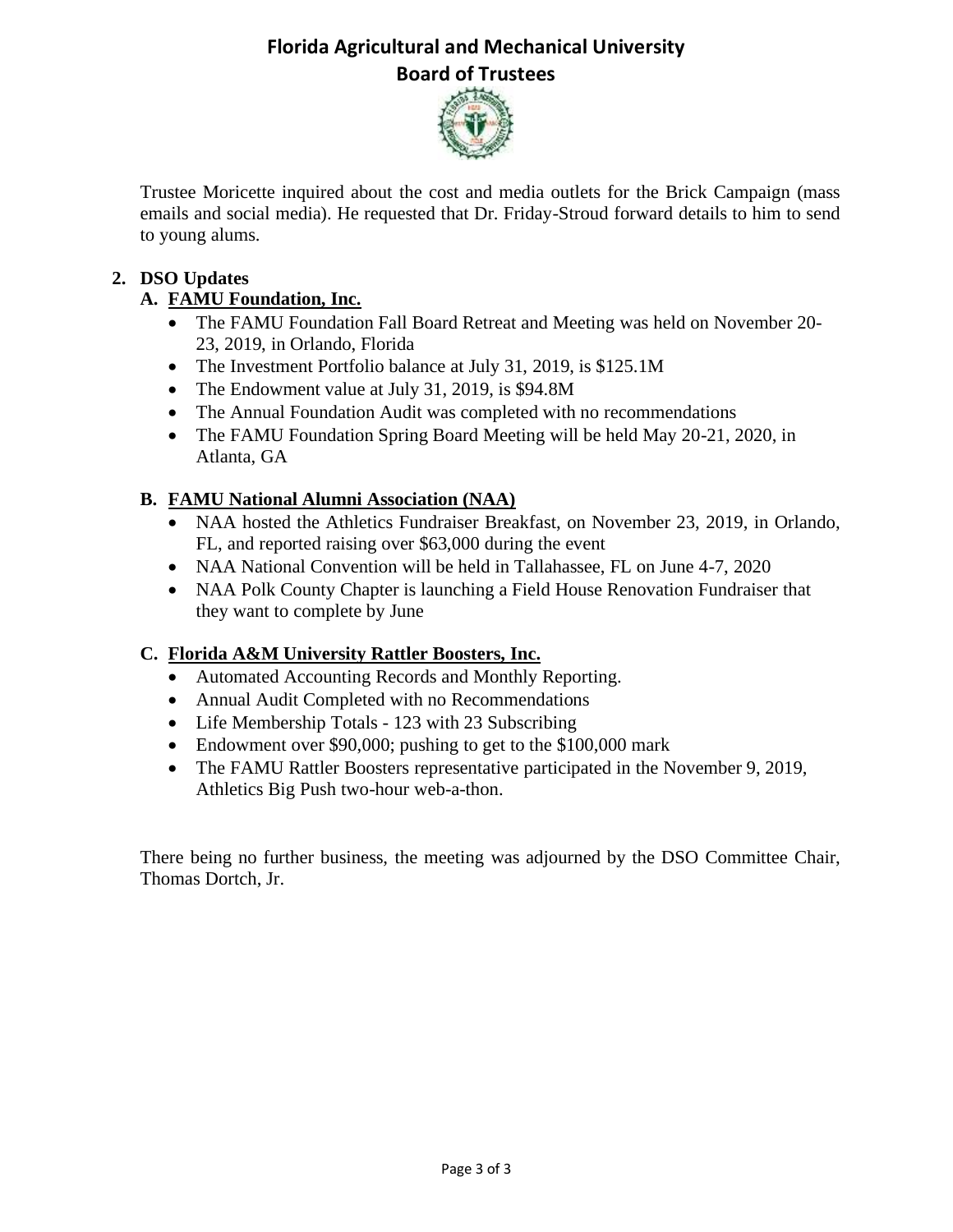Trustee Moricette inquired about the cost and media outlets for the Brick Campaign (mass emails and social media). He requested that Dr. Friday-Stroud forward details to him to send to young alums.

**2. DSO Updates**

**A. FAMU Foundation, Inc.**

- The FAMU Foundation Fall Board Retreat and Meeting was held on November 20-23, 2019, in Orlando, Florida
- The Investment Portfolio balance at July 31, 2019, is $125.1M
- The Endowment value at July 31, 2019, is $94.8M
- The Annual Foundation Audit was completed with no recommendations
- The FAMU Foundation Spring Board Meeting will be held May 20-21, 2020, in Atlanta, GA

**B. FAMU National Alumni Association (NAA)**

- NAA hosted the Athletics Fundraiser Breakfast, on November 23, 2019, in Orlando, FL, and reported raising over $63,000 during the event
- NAA National Convention will be held in Tallahassee, FL on June 4-7, 2020
- NAA Polk County Chapter is launching a Field House Renovation Fundraiser that they want to complete by June

**C. Florida A&M University Rattler Boosters, Inc.**

- Automated Accounting Records and Monthly Reporting.
- Annual Audit Completed with no Recommendations
- Life Membership Totals - 123 with 23 Subscribing
- Endowment over $90,000; pushing to get to the $100,000 mark
- The FAMU Rattler Boosters representative participated in the November 9, 2019, Athletics Big Push two-hour web-a-thon.

There being no further business, the meeting was adjourned by the DSO Committee Chair, Thomas Dortch, Jr.